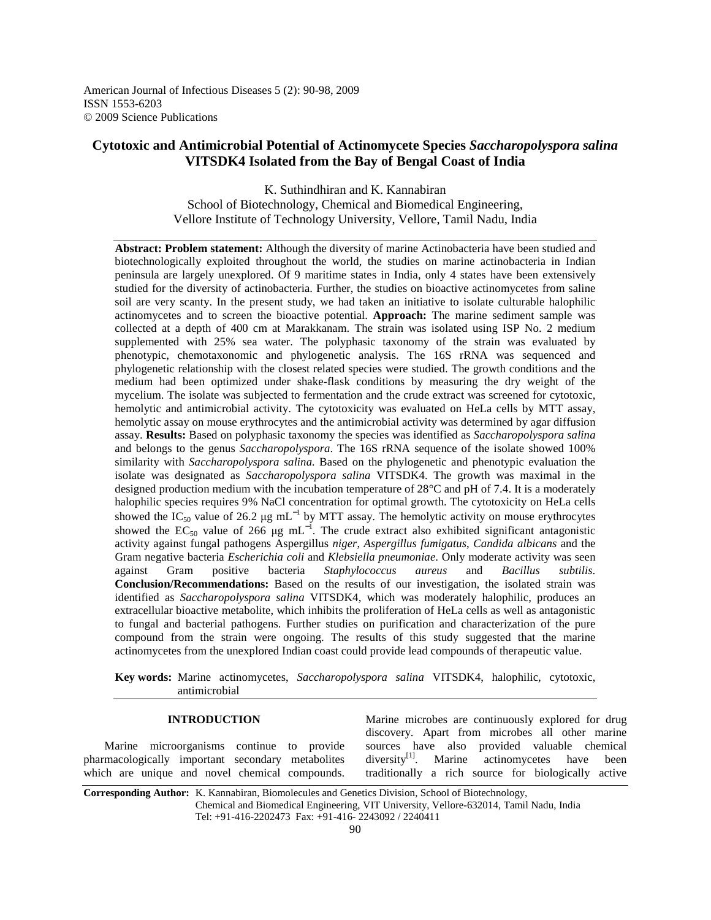# Cytotoxic and Antimicrobial Potential of Actinomycete Species *Saccharopolyspora salina* VITSDK4 Isolated from the Bay of Bengal Coast of India

K. Suthindhiran and K. Kannabiran
School of Biotechnology, Chemical and Biomedical Engineering,
Vellore Institute of Technology University, Vellore, Tamil Nadu, India

**Abstract: Problem statement:** Although the diversity of marine Actinobacteria have been studied and biotechnologically exploited throughout the world, the studies on marine actinobacteria in Indian peninsula are largely unexplored. Of 9 maritime states in India, only 4 states have been extensively studied for the diversity of actinobacteria. Further, the studies on bioactive actinomycetes from saline soil are very scanty. In the present study, we had taken an initiative to isolate culturable halophilic actinomycetes and to screen the bioactive potential. **Approach:** The marine sediment sample was collected at a depth of 400 cm at Marakkanam. The strain was isolated using ISP No. 2 medium supplemented with 25% sea water. The polyphasic taxonomy of the strain was evaluated by phenotypic, chemotaxonomic and phylogenetic analysis. The 16S rRNA was sequenced and phylogenetic relationship with the closest related species were studied. The growth conditions and the medium had been optimized under shake-flask conditions by measuring the dry weight of the mycelium. The isolate was subjected to fermentation and the crude extract was screened for cytotoxic, hemolytic and antimicrobial activity. The cytotoxicity was evaluated on HeLa cells by MTT assay, hemolytic assay on mouse erythrocytes and the antimicrobial activity was determined by agar diffusion assay. **Results:** Based on polyphasic taxonomy the species was identified as *Saccharopolyspora salina* and belongs to the genus *Saccharopolyspora*. The 16S rRNA sequence of the isolate showed 100% similarity with *Saccharopolyspora salina.* Based on the phylogenetic and phenotypic evaluation the isolate was designated as *Saccharopolyspora salina* VITSDK4. The growth was maximal in the designed production medium with the incubation temperature of 28°C and pH of 7.4. It is a moderately halophilic species requires 9% NaCl concentration for optimal growth. The cytotoxicity on HeLa cells showed the $IC_{50}$ value of 26.2 $\mu g\ mL^{-1}$ by MTT assay. The hemolytic activity on mouse erythrocytes showed the $EC_{50}$ value of 266 $\mu g\ mL^{-1}$. The crude extract also exhibited significant antagonistic activity against fungal pathogens Aspergillus *niger*, *Aspergillus fumigatus*, *Candida albicans* and the Gram negative bacteria *Escherichia coli* and *Klebsiella pneumoniae*. Only moderate activity was seen against Gram positive bacteria *Staphylococcus aureus* and *Bacillus subtilis*. **Conclusion/Recommendations:** Based on the results of our investigation, the isolated strain was identified as *Saccharopolyspora salina* VITSDK4, which was moderately halophilic, produces an extracellular bioactive metabolite, which inhibits the proliferation of HeLa cells as well as antagonistic to fungal and bacterial pathogens. Further studies on purification and characterization of the pure compound from the strain were ongoing. The results of this study suggested that the marine actinomycetes from the unexplored Indian coast could provide lead compounds of therapeutic value.

**Key words:** Marine actinomycetes, *Saccharopolyspora salina* VITSDK4, halophilic, cytotoxic, antimicrobial

## INTRODUCTION

Marine microorganisms continue to provide pharmacologically important secondary metabolites which are unique and novel chemical compounds. Marine microbes are continuously explored for drug discovery. Apart from microbes all other marine sources have also provided valuable chemical diversity[1]. Marine actinomycetes have been traditionally a rich source for biologically active

**Corresponding Author:** K. Kannabiran, Biomolecules and Genetics Division, School of Biotechnology, Chemical and Biomedical Engineering, VIT University, Vellore-632014, Tamil Nadu, India Tel: +91-416-2202473 Fax: +91-416- 2243092 / 2240411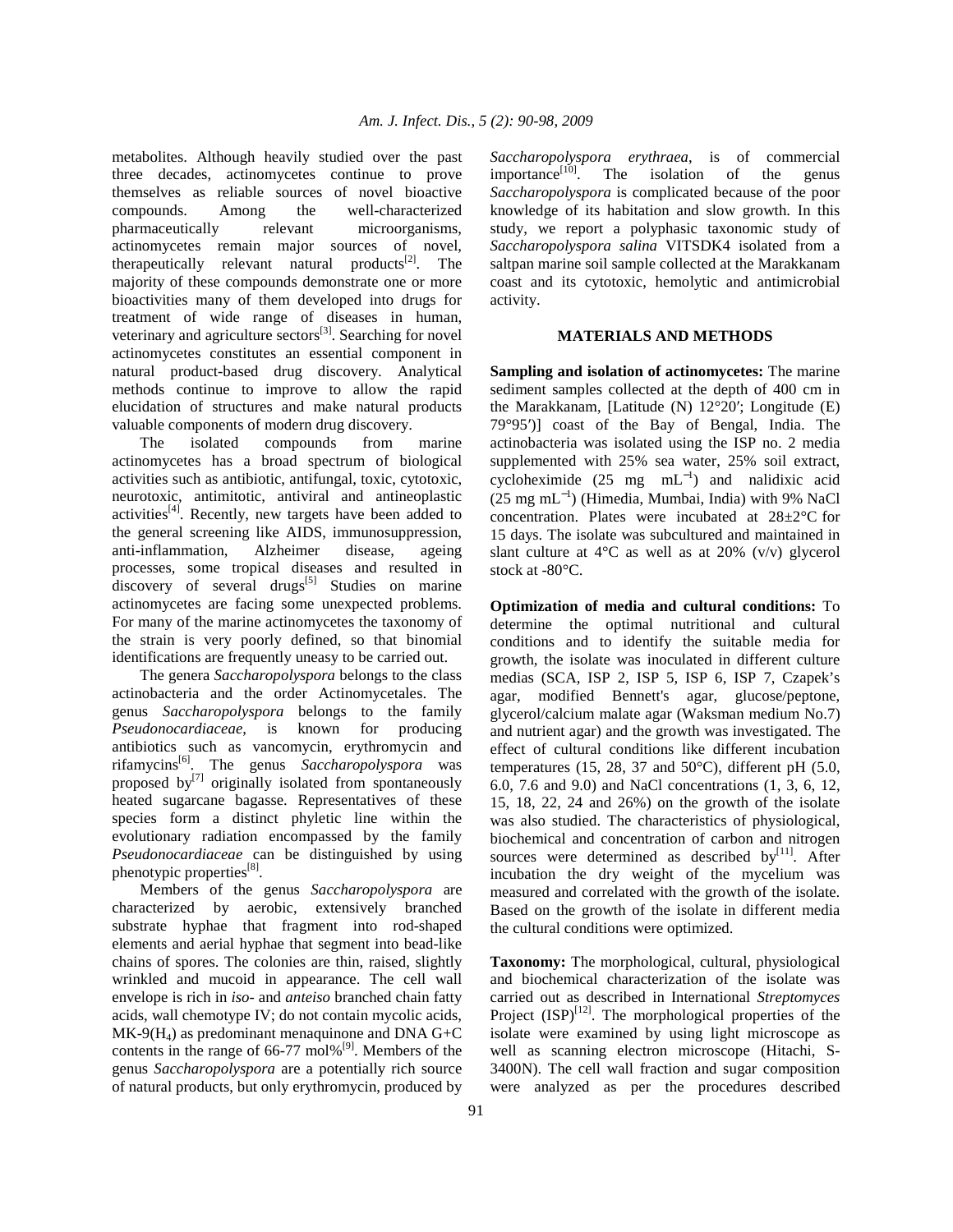metabolites. Although heavily studied over the past three decades, actinomycetes continue to prove themselves as reliable sources of novel bioactive compounds. Among the well-characterized pharmaceutically relevant microorganisms, actinomycetes remain major sources of novel, therapeutically relevant natural products[2]. The majority of these compounds demonstrate one or more bioactivities many of them developed into drugs for treatment of wide range of diseases in human, veterinary and agriculture sectors[3]. Searching for novel actinomycetes constitutes an essential component in natural product-based drug discovery. Analytical methods continue to improve to allow the rapid elucidation of structures and make natural products valuable components of modern drug discovery.

The isolated compounds from marine actinomycetes has a broad spectrum of biological activities such as antibiotic, antifungal, toxic, cytotoxic, neurotoxic, antimitotic, antiviral and antineoplastic activities[4]. Recently, new targets have been added to the general screening like AIDS, immunosuppression, anti-inflammation, Alzheimer disease, ageing processes, some tropical diseases and resulted in discovery of several drugs[5] Studies on marine actinomycetes are facing some unexpected problems. For many of the marine actinomycetes the taxonomy of the strain is very poorly defined, so that binomial identifications are frequently uneasy to be carried out.

The genera *Saccharopolyspora* belongs to the class actinobacteria and the order Actinomycetales. The genus *Saccharopolyspora* belongs to the family *Pseudonocardiaceae*, is known for producing antibiotics such as vancomycin, erythromycin and rifamycins[6]. The genus *Saccharopolyspora* was proposed by[7] originally isolated from spontaneously heated sugarcane bagasse. Representatives of these species form a distinct phyletic line within the evolutionary radiation encompassed by the family *Pseudonocardiaceae* can be distinguished by using phenotypic properties[8].

Members of the genus *Saccharopolyspora* are characterized by aerobic, extensively branched substrate hyphae that fragment into rod-shaped elements and aerial hyphae that segment into bead-like chains of spores. The colonies are thin, raised, slightly wrinkled and mucoid in appearance. The cell wall envelope is rich in *iso*- and *anteiso* branched chain fatty acids, wall chemotype IV; do not contain mycolic acids, MK-9($H_4$) as predominant menaquinone and DNA G+C contents in the range of 66-77 mol%[9]. Members of the genus *Saccharopolyspora* are a potentially rich source of natural products, but only erythromycin, produced by *Saccharopolyspora erythraea*, is of commercial importance[10]. The isolation of the genus *Saccharopolyspora* is complicated because of the poor knowledge of its habitation and slow growth. In this study, we report a polyphasic taxonomic study of *Saccharopolyspora salina* VITSDK4 isolated from a saltpan marine soil sample collected at the Marakkanam coast and its cytotoxic, hemolytic and antimicrobial activity.

## MATERIALS AND METHODS

**Sampling and isolation of actinomycetes:** The marine sediment samples collected at the depth of 400 cm in the Marakkanam, [Latitude (N) 12°20′; Longitude (E) 79°95′)] coast of the Bay of Bengal, India. The actinobacteria was isolated using the ISP no. 2 media supplemented with 25% sea water, 25% soil extract, cycloheximide (25 mg $mL^{-1}$) and nalidixic acid (25 mg $mL^{-1}$) (Himedia, Mumbai, India) with 9% NaCl concentration. Plates were incubated at 28±2°C for 15 days. The isolate was subcultured and maintained in slant culture at 4°C as well as at 20% (v/v) glycerol stock at -80°C.

**Optimization of media and cultural conditions:** To determine the optimal nutritional and cultural conditions and to identify the suitable media for growth, the isolate was inoculated in different culture medias (SCA, ISP 2, ISP 5, ISP 6, ISP 7, Czapek's agar, modified Bennett's agar, glucose/peptone, glycerol/calcium malate agar (Waksman medium No.7) and nutrient agar) and the growth was investigated. The effect of cultural conditions like different incubation temperatures (15, 28, 37 and 50°C), different pH (5.0, 6.0, 7.6 and 9.0) and NaCl concentrations (1, 3, 6, 12, 15, 18, 22, 24 and 26%) on the growth of the isolate was also studied. The characteristics of physiological, biochemical and concentration of carbon and nitrogen sources were determined as described by[11]. After incubation the dry weight of the mycelium was measured and correlated with the growth of the isolate. Based on the growth of the isolate in different media the cultural conditions were optimized.

**Taxonomy:** The morphological, cultural, physiological and biochemical characterization of the isolate was carried out as described in International *Streptomyces* Project (ISP)[12]. The morphological properties of the isolate were examined by using light microscope as well as scanning electron microscope (Hitachi, S-3400N). The cell wall fraction and sugar composition were analyzed as per the procedures described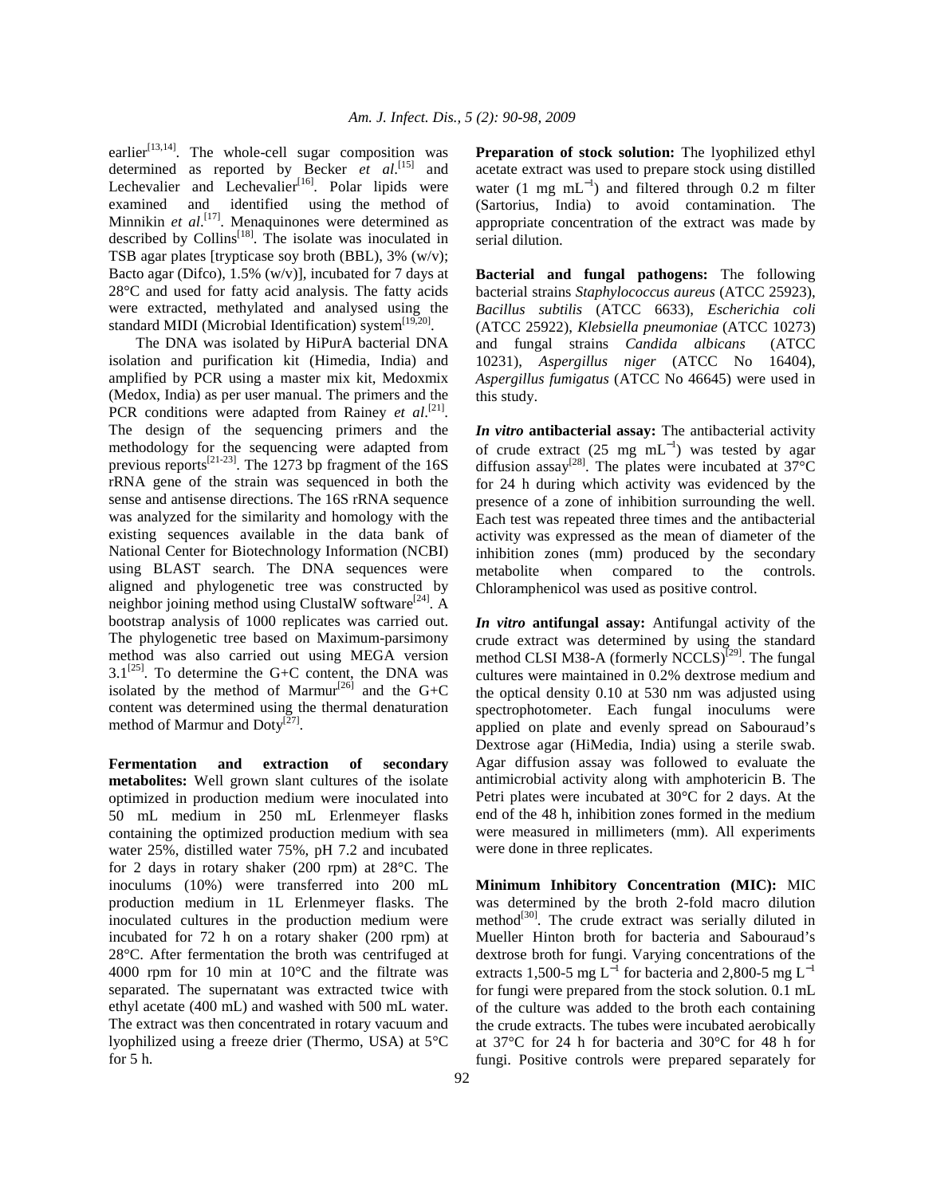earlier[13,14]. The whole-cell sugar composition was determined as reported by Becker *et al*.[15] and Lechevalier and Lechevalier[16]. Polar lipids were examined and identified using the method of Minnikin *et al*.[17]. Menaquinones were determined as described by Collins[18]. The isolate was inoculated in TSB agar plates [trypticase soy broth (BBL), 3% (w/v); Bacto agar (Difco), 1.5% (w/v)], incubated for 7 days at 28°C and used for fatty acid analysis. The fatty acids were extracted, methylated and analysed using the standard MIDI (Microbial Identification) system[19,20].

The DNA was isolated by HiPurA bacterial DNA isolation and purification kit (Himedia, India) and amplified by PCR using a master mix kit, Medoxmix (Medox, India) as per user manual. The primers and the PCR conditions were adapted from Rainey *et al*.[21]. The design of the sequencing primers and the methodology for the sequencing were adapted from previous reports[21-23]. The 1273 bp fragment of the 16S rRNA gene of the strain was sequenced in both the sense and antisense directions. The 16S rRNA sequence was analyzed for the similarity and homology with the existing sequences available in the data bank of National Center for Biotechnology Information (NCBI) using BLAST search. The DNA sequences were aligned and phylogenetic tree was constructed by neighbor joining method using ClustalW software[24]. A bootstrap analysis of 1000 replicates was carried out. The phylogenetic tree based on Maximum-parsimony method was also carried out using MEGA version 3.1[25]. To determine the G+C content, the DNA was isolated by the method of Marmur[26] and the G+C content was determined using the thermal denaturation method of Marmur and Doty[27].

**Fermentation and extraction of secondary metabolites:** Well grown slant cultures of the isolate optimized in production medium were inoculated into 50 mL medium in 250 mL Erlenmeyer flasks containing the optimized production medium with sea water 25%, distilled water 75%, pH 7.2 and incubated for 2 days in rotary shaker (200 rpm) at 28°C. The inoculums (10%) were transferred into 200 mL production medium in 1L Erlenmeyer flasks. The inoculated cultures in the production medium were incubated for 72 h on a rotary shaker (200 rpm) at 28°C. After fermentation the broth was centrifuged at 4000 rpm for 10 min at 10°C and the filtrate was separated. The supernatant was extracted twice with ethyl acetate (400 mL) and washed with 500 mL water. The extract was then concentrated in rotary vacuum and lyophilized using a freeze drier (Thermo, USA) at 5°C for 5 h.

**Preparation of stock solution:** The lyophilized ethyl acetate extract was used to prepare stock using distilled water (1 mg mL$^{-1}$) and filtered through 0.2 m filter (Sartorius, India) to avoid contamination. The appropriate concentration of the extract was made by serial dilution.

**Bacterial and fungal pathogens:** The following bacterial strains *Staphylococcus aureus* (ATCC 25923), *Bacillus subtilis* (ATCC 6633), *Escherichia coli* (ATCC 25922), *Klebsiella pneumoniae* (ATCC 10273) and fungal strains *Candida albicans* (ATCC 10231), *Aspergillus niger* (ATCC No 16404), *Aspergillus fumigatus* (ATCC No 46645) were used in this study.

***In vitro* antibacterial assay:** The antibacterial activity of crude extract (25 mg mL$^{-1}$) was tested by agar diffusion assay[28]. The plates were incubated at 37°C for 24 h during which activity was evidenced by the presence of a zone of inhibition surrounding the well. Each test was repeated three times and the antibacterial activity was expressed as the mean of diameter of the inhibition zones (mm) produced by the secondary metabolite when compared to the controls. Chloramphenicol was used as positive control.

***In vitro* antifungal assay:** Antifungal activity of the crude extract was determined by using the standard method CLSI M38-A (formerly NCCLS)[29]. The fungal cultures were maintained in 0.2% dextrose medium and the optical density 0.10 at 530 nm was adjusted using spectrophotometer. Each fungal inoculums were applied on plate and evenly spread on Sabouraud's Dextrose agar (HiMedia, India) using a sterile swab. Agar diffusion assay was followed to evaluate the antimicrobial activity along with amphotericin B. The Petri plates were incubated at 30°C for 2 days. At the end of the 48 h, inhibition zones formed in the medium were measured in millimeters (mm). All experiments were done in three replicates.

**Minimum Inhibitory Concentration (MIC):** MIC was determined by the broth 2-fold macro dilution method[30]. The crude extract was serially diluted in Mueller Hinton broth for bacteria and Sabouraud's dextrose broth for fungi. Varying concentrations of the extracts 1,500-5 mg L$^{-1}$ for bacteria and 2,800-5 mg L$^{-1}$ for fungi were prepared from the stock solution. 0.1 mL of the culture was added to the broth each containing the crude extracts. The tubes were incubated aerobically at 37°C for 24 h for bacteria and 30°C for 48 h for fungi. Positive controls were prepared separately for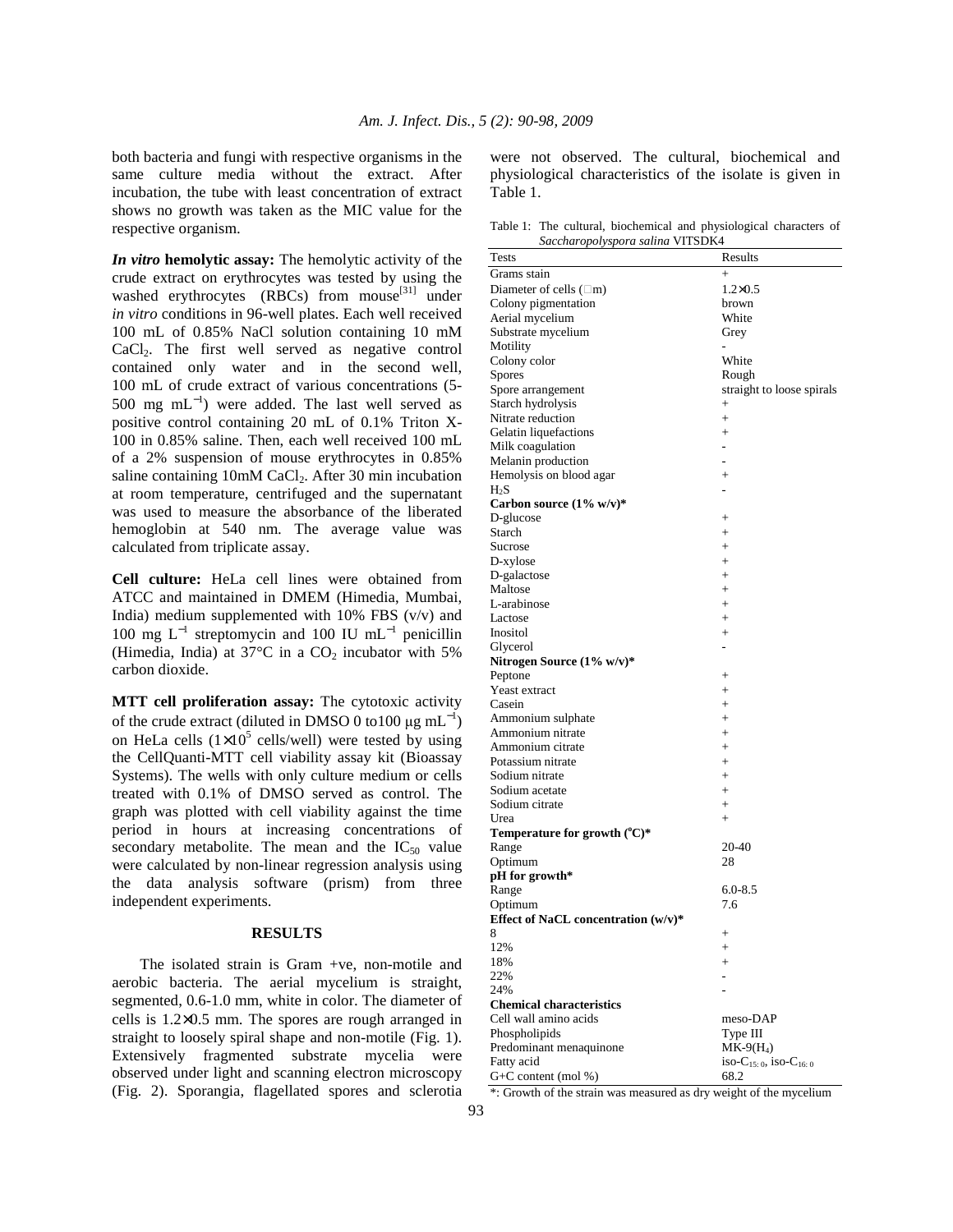both bacteria and fungi with respective organisms in the same culture media without the extract. After incubation, the tube with least concentration of extract shows no growth was taken as the MIC value for the respective organism.

***In vitro* hemolytic assay:** The hemolytic activity of the crude extract on erythrocytes was tested by using the washed erythrocytes (RBCs) from mouse[31] under *in vitro* conditions in 96-well plates. Each well received 100 mL of 0.85% NaCl solution containing 10 mM $CaCl_2$. The first well served as negative control contained only water and in the second well, 100 mL of crude extract of various concentrations (5-500 mg $mL^{-1}$) were added. The last well served as positive control containing 20 mL of 0.1% Triton X-100 in 0.85% saline. Then, each well received 100 mL of a 2% suspension of mouse erythrocytes in 0.85% saline containing 10mM $CaCl_2$. After 30 min incubation at room temperature, centrifuged and the supernatant was used to measure the absorbance of the liberated hemoglobin at 540 nm. The average value was calculated from triplicate assay.

**Cell culture:** HeLa cell lines were obtained from ATCC and maintained in DMEM (Himedia, Mumbai, India) medium supplemented with 10% FBS (v/v) and 100 mg $L^{-1}$ streptomycin and 100 IU $mL^{-1}$ penicillin (Himedia, India) at 37°C in a $CO_2$ incubator with 5% carbon dioxide.

**MTT cell proliferation assay:** The cytotoxic activity of the crude extract (diluted in DMSO 0 to100 μg $mL^{-1}$) on HeLa cells ($1\times10^5$ cells/well) were tested by using the CellQuanti-MTT cell viability assay kit (Bioassay Systems). The wells with only culture medium or cells treated with 0.1% of DMSO served as control. The graph was plotted with cell viability against the time period in hours at increasing concentrations of secondary metabolite. The mean and the $IC_{50}$ value were calculated by non-linear regression analysis using the data analysis software (prism) from three independent experiments.

## RESULTS

The isolated strain is Gram +ve, non-motile and aerobic bacteria. The aerial mycelium is straight, segmented, 0.6-1.0 mm, white in color. The diameter of cells is $1.2\times0.5$ mm. The spores are rough arranged in straight to loosely spiral shape and non-motile (Fig. 1). Extensively fragmented substrate mycelia were observed under light and scanning electron microscopy (Fig. 2). Sporangia, flagellated spores and sclerotia were not observed. The cultural, biochemical and physiological characteristics of the isolate is given in Table 1.

Table 1: The cultural, biochemical and physiological characters of *Saccharopolyspora salina* VITSDK4

| Tests | Results |
|---|---|
| Grams stain | + |
| Diameter of cells (μm) | $1.2\times0.5$ |
| Colony pigmentation | brown |
| Aerial mycelium | White |
| Substrate mycelium | Grey |
| Motility | - |
| Colony color | White |
| Spores | Rough |
| Spore arrangement | straight to loose spirals |
| Starch hydrolysis | + |
| Nitrate reduction | + |
| Gelatin liquefactions | + |
| Milk coagulation | - |
| Melanin production | - |
| Hemolysis on blood agar | + |
| $H_2S$ | - |
| **Carbon source (1% w/v)*** | |
| D-glucose | + |
| Starch | + |
| Sucrose | + |
| D-xylose | + |
| D-galactose | + |
| Maltose | + |
| L-arabinose | + |
| Lactose | + |
| Inositol | + |
| Glycerol | - |
| **Nitrogen Source (1% w/v)*** | |
| Peptone | + |
| Yeast extract | + |
| Casein | + |
| Ammonium sulphate | + |
| Ammonium nitrate | + |
| Ammonium citrate | + |
| Potassium nitrate | + |
| Sodium nitrate | + |
| Sodium acetate | + |
| Sodium citrate | + |
| Urea | + |
| **Temperature for growth (°C)*** | |
| Range | 20-40 |
| Optimum | 28 |
| **pH for growth*** | |
| Range | 6.0-8.5 |
| Optimum | 7.6 |
| **Effect of NaCL concentration (w/v)*** | |
| 8 | + |
| 12% | + |
| 18% | + |
| 22% | - |
| 24% | - |
| **Chemical characteristics** | |
| Cell wall amino acids | meso-DAP |
| Phospholipids | Type III |
| Predominant menaquinone | MK-9($H_4$) |
| Fatty acid | iso-$C_{15:0}$, iso-$C_{16:0}$ |
| G+C content (mol %) | 68.2 |

*: Growth of the strain was measured as dry weight of the mycelium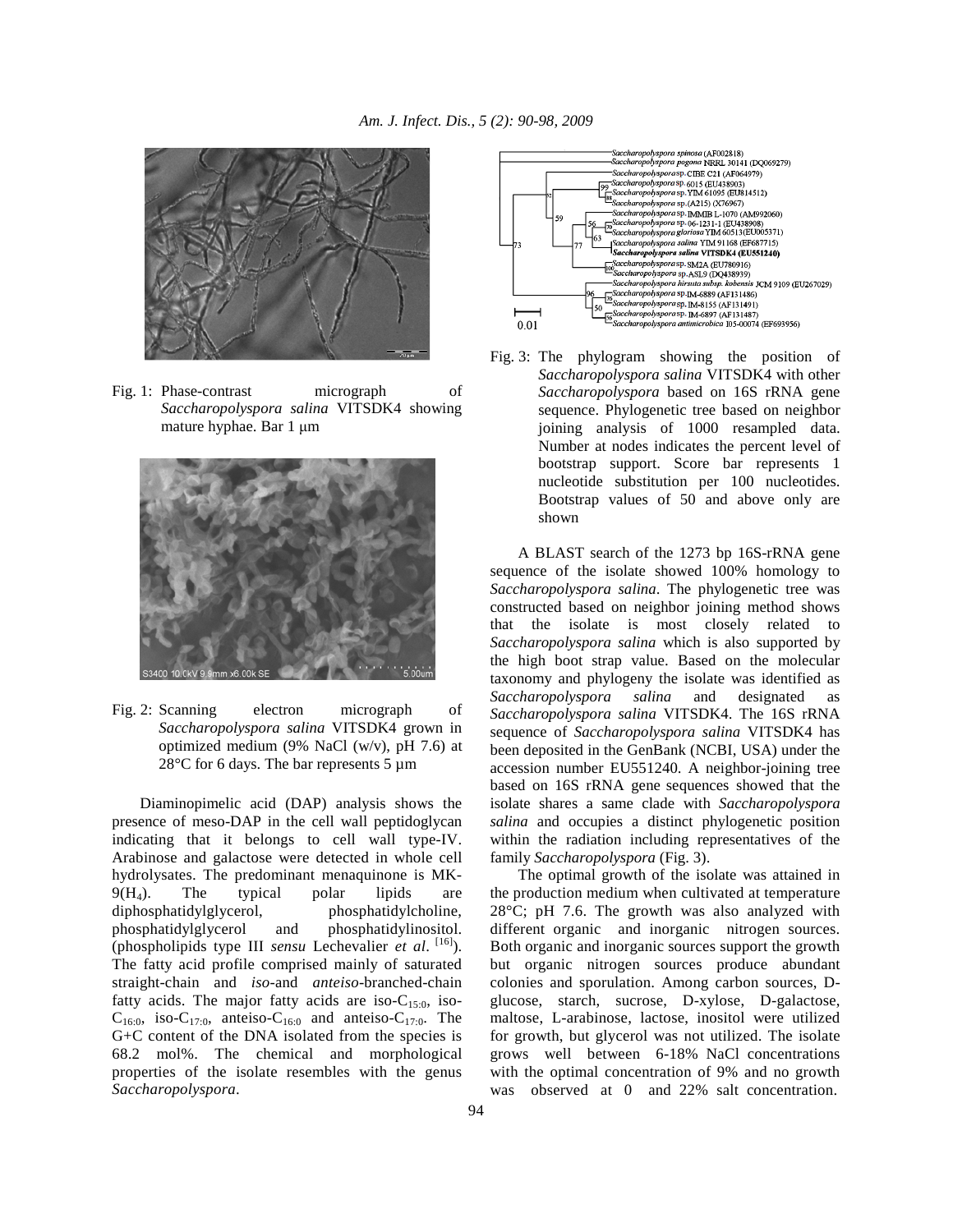Fig. 1: Phase-contrast micrograph of *Saccharopolyspora salina* VITSDK4 showing mature hyphae. Bar 1 μm

Fig. 2: Scanning electron micrograph of *Saccharopolyspora salina* VITSDK4 grown in optimized medium (9% NaCl (w/v), pH 7.6) at 28°C for 6 days. The bar represents 5 μm

Diaminopimelic acid (DAP) analysis shows the presence of meso-DAP in the cell wall peptidoglycan indicating that it belongs to cell wall type-IV. Arabinose and galactose were detected in whole cell hydrolysates. The predominant menaquinone is MK-9($H_4$). The typical polar lipids are diphosphatidylglycerol, phosphatidylcholine, phosphatidylglycerol and phosphatidylinositol. (phospholipids type III *sensu* Lechevalier *et al*. [16]). The fatty acid profile comprised mainly of saturated straight-chain and *iso*-and *anteiso*-branched-chain fatty acids. The major fatty acids are iso-$C_{15:0}$, iso-$C_{16:0}$, iso-$C_{17:0}$, anteiso-$C_{16:0}$ and anteiso-$C_{17:0}$. The G+C content of the DNA isolated from the species is 68.2 mol%. The chemical and morphological properties of the isolate resembles with the genus *Saccharopolyspora*.

Fig. 3: The phylogram showing the position of *Saccharopolyspora salina* VITSDK4 with other *Saccharopolyspora* based on 16S rRNA gene sequence. Phylogenetic tree based on neighbor joining analysis of 1000 resampled data. Number at nodes indicates the percent level of bootstrap support. Score bar represents 1 nucleotide substitution per 100 nucleotides. Bootstrap values of 50 and above only are shown

A BLAST search of the 1273 bp 16S-rRNA gene sequence of the isolate showed 100% homology to *Saccharopolyspora salina*. The phylogenetic tree was constructed based on neighbor joining method shows that the isolate is most closely related to *Saccharopolyspora salina* which is also supported by the high boot strap value. Based on the molecular taxonomy and phylogeny the isolate was identified as *Saccharopolyspora salina* and designated as *Saccharopolyspora salina* VITSDK4. The 16S rRNA sequence of *Saccharopolyspora salina* VITSDK4 has been deposited in the GenBank (NCBI, USA) under the accession number EU551240. A neighbor-joining tree based on 16S rRNA gene sequences showed that the isolate shares a same clade with *Saccharopolyspora salina* and occupies a distinct phylogenetic position within the radiation including representatives of the family *Saccharopolyspora* (Fig. 3).

The optimal growth of the isolate was attained in the production medium when cultivated at temperature 28°C; pH 7.6. The growth was also analyzed with different organic and inorganic nitrogen sources. Both organic and inorganic sources support the growth but organic nitrogen sources produce abundant colonies and sporulation. Among carbon sources, D-glucose, starch, sucrose, D-xylose, D-galactose, maltose, L-arabinose, lactose, inositol were utilized for growth, but glycerol was not utilized. The isolate grows well between 6-18% NaCl concentrations with the optimal concentration of 9% and no growth was observed at 0 and 22% salt concentration.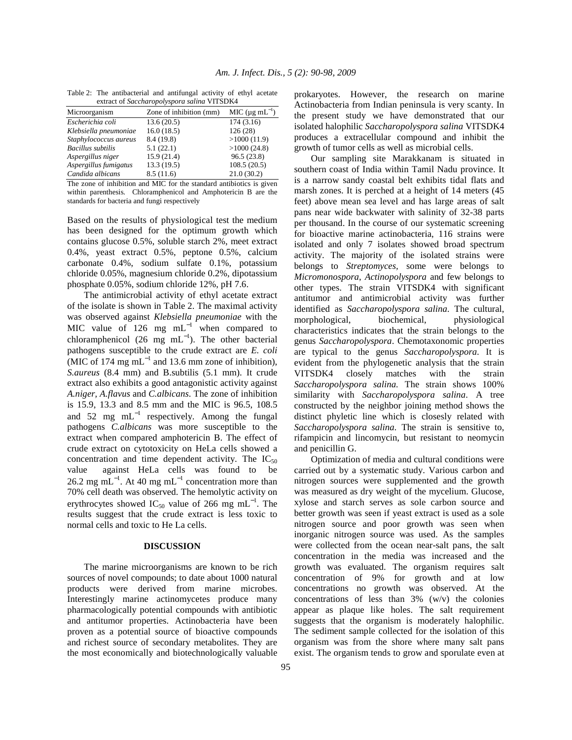Table 2: The antibacterial and antifungal activity of ethyl acetate extract of *Saccharopolyspora salina* VITSDK4

| Microorganism | Zone of inhibition (mm) | MIC ($\mu$g mL$^{-1}$) |
|---|---|---|
| *Escherichia coli* | 13.6 (20.5) | 174 (3.16) |
| *Klebsiella pneumoniae* | 16.0 (18.5) | 126 (28) |
| *Staphylococcus aureus* | 8.4 (19.8) | >1000 (11.9) |
| *Bacillus subtilis* | 5.1 (22.1) | >1000 (24.8) |
| *Aspergillus niger* | 15.9 (21.4) | 96.5 (23.8) |
| *Aspergillus fumigatus* | 13.3 (19.5) | 108.5 (20.5) |
| *Candida albicans* | 8.5 (11.6) | 21.0 (30.2) |

The zone of inhibition and MIC for the standard antibiotics is given within parenthesis. Chloramphenicol and Amphotericin B are the standards for bacteria and fungi respectively

Based on the results of physiological test the medium has been designed for the optimum growth which contains glucose 0.5%, soluble starch 2%, meet extract 0.4%, yeast extract 0.5%, peptone 0.5%, calcium carbonate 0.4%, sodium sulfate 0.1%, potassium chloride 0.05%, magnesium chloride 0.2%, dipotassium phosphate 0.05%, sodium chloride 12%, pH 7.6.

The antimicrobial activity of ethyl acetate extract of the isolate is shown in Table 2. The maximal activity was observed against *Klebsiella pneumoniae* with the MIC value of 126 mg mL$^{-1}$ when compared to chloramphenicol (26 mg mL$^{-1}$). The other bacterial pathogens susceptible to the crude extract are *E. coli* (MIC of 174 mg mL$^{-1}$ and 13.6 mm zone of inhibition), *S.aureus* (8.4 mm) and B.subtilis (5.1 mm). It crude extract also exhibits a good antagonistic activity against *A.niger, A.flavus* and *C.albicans*. The zone of inhibition is 15.9, 13.3 and 8.5 mm and the MIC is 96.5, 108.5 and 52 mg mL$^{-1}$ respectively. Among the fungal pathogens *C.albicans* was more susceptible to the extract when compared amphotericin B. The effect of crude extract on cytotoxicity on HeLa cells showed a concentration and time dependent activity. The $IC_{50}$ value against HeLa cells was found to be 26.2 mg mL$^{-1}$. At 40 mg mL$^{-1}$ concentration more than 70% cell death was observed. The hemolytic activity on erythrocytes showed $IC_{50}$ value of 266 mg mL$^{-1}$. The results suggest that the crude extract is less toxic to normal cells and toxic to He La cells.

## DISCUSSION

The marine microorganisms are known to be rich sources of novel compounds; to date about 1000 natural products were derived from marine microbes. Interestingly marine actinomycetes produce many pharmacologically potential compounds with antibiotic and antitumor properties. Actinobacteria have been proven as a potential source of bioactive compounds and richest source of secondary metabolites. They are the most economically and biotechnologically valuable prokaryotes. However, the research on marine Actinobacteria from Indian peninsula is very scanty. In the present study we have demonstrated that our isolated halophilic *Saccharopolyspora salina* VITSDK4 produces a extracellular compound and inhibit the growth of tumor cells as well as microbial cells.

Our sampling site Marakkanam is situated in southern coast of India within Tamil Nadu province. It is a narrow sandy coastal belt exhibits tidal flats and marsh zones. It is perched at a height of 14 meters (45 feet) above mean sea level and has large areas of salt pans near wide backwater with salinity of 32-38 parts per thousand. In the course of our systematic screening for bioactive marine actinobacteria, 116 strains were isolated and only 7 isolates showed broad spectrum activity. The majority of the isolated strains were belongs to *Streptomyces*, some were belongs to *Micromonospora*, *Actinopolyspora* and few belongs to other types. The strain VITSDK4 with significant antitumor and antimicrobial activity was further identified as *Saccharopolyspora salina*. The cultural, morphological, biochemical, physiological characteristics indicates that the strain belongs to the genus *Saccharopolyspora*. Chemotaxonomic properties are typical to the genus *Saccharopolyspora*. It is evident from the phylogenetic analysis that the strain VITSDK4 closely matches with the strain *Saccharopolyspora salina.* The strain shows 100% similarity with *Saccharopolyspora salina*. A tree constructed by the neighbor joining method shows the distinct phyletic line which is closely related with *Saccharopolyspora salina*. The strain is sensitive to, rifampicin and lincomycin, but resistant to neomycin and penicillin G.

Optimization of media and cultural conditions were carried out by a systematic study. Various carbon and nitrogen sources were supplemented and the growth was measured as dry weight of the mycelium. Glucose, xylose and starch serves as sole carbon source and better growth was seen if yeast extract is used as a sole nitrogen source and poor growth was seen when inorganic nitrogen source was used. As the samples were collected from the ocean near-salt pans, the salt concentration in the media was increased and the growth was evaluated. The organism requires salt concentration of 9% for growth and at low concentrations no growth was observed. At the concentrations of less than 3% (w/v) the colonies appear as plaque like holes. The salt requirement suggests that the organism is moderately halophilic. The sediment sample collected for the isolation of this organism was from the shore where many salt pans exist. The organism tends to grow and sporulate even at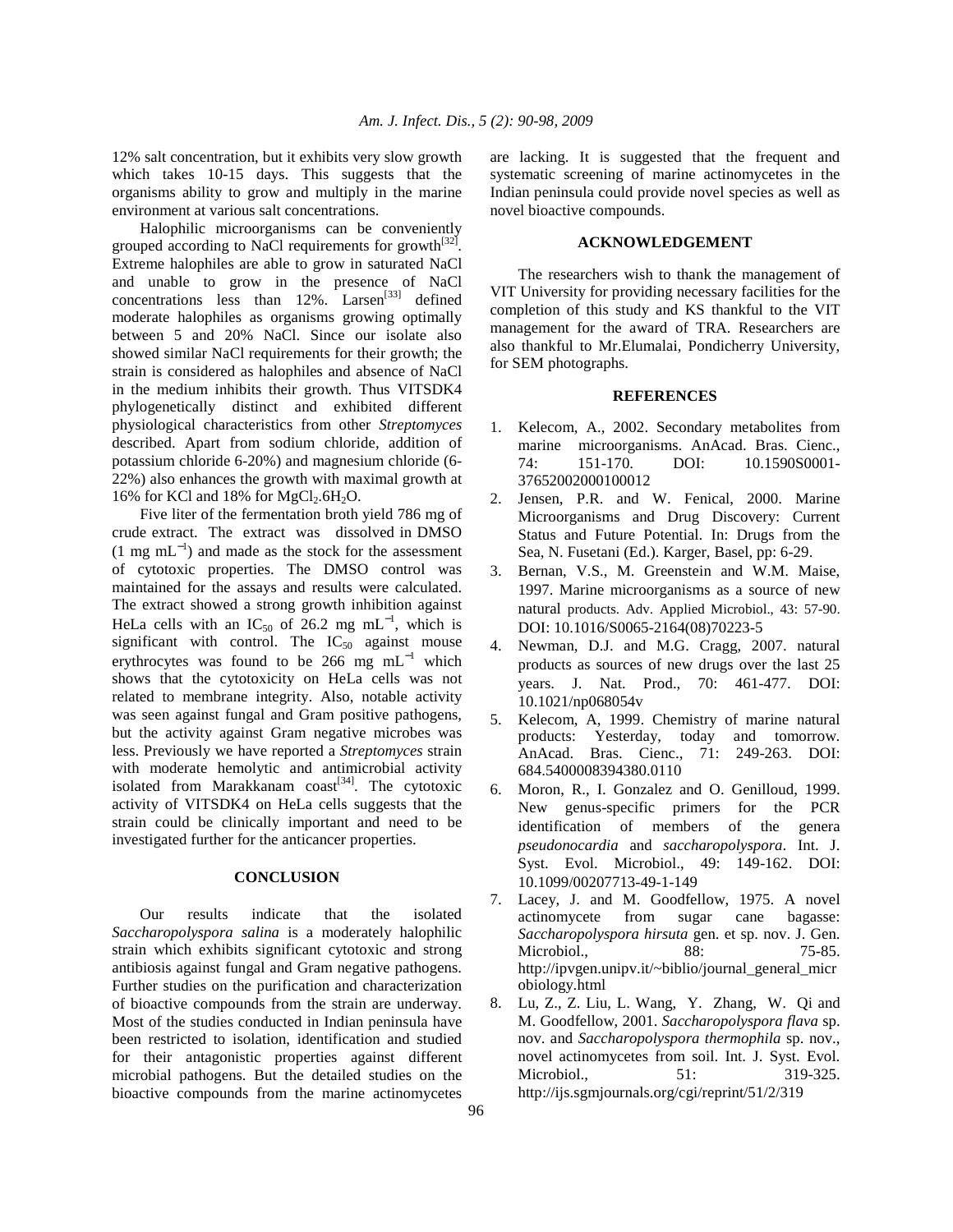12% salt concentration, but it exhibits very slow growth which takes 10-15 days. This suggests that the organisms ability to grow and multiply in the marine environment at various salt concentrations.

Halophilic microorganisms can be conveniently grouped according to NaCl requirements for growth[32]. Extreme halophiles are able to grow in saturated NaCl and unable to grow in the presence of NaCl concentrations less than 12%. Larsen[33] defined moderate halophiles as organisms growing optimally between 5 and 20% NaCl. Since our isolate also showed similar NaCl requirements for their growth; the strain is considered as halophiles and absence of NaCl in the medium inhibits their growth. Thus VITSDK4 phylogenetically distinct and exhibited different physiological characteristics from other *Streptomyces* described. Apart from sodium chloride, addition of potassium chloride 6-20%) and magnesium chloride (6-22%) also enhances the growth with maximal growth at 16% for KCl and 18% for $MgCl_2.6H_2O$.

Five liter of the fermentation broth yield 786 mg of crude extract. The extract was dissolved in DMSO ($1 \text{ mg mL}^{-1}$) and made as the stock for the assessment of cytotoxic properties. The DMSO control was maintained for the assays and results were calculated. The extract showed a strong growth inhibition against HeLa cells with an $IC_{50}$ of $26.2 \text{ mg mL}^{-1}$, which is significant with control. The $IC_{50}$ against mouse erythrocytes was found to be $266 \text{ mg mL}^{-1}$ which shows that the cytotoxicity on HeLa cells was not related to membrane integrity. Also, notable activity was seen against fungal and Gram positive pathogens, but the activity against Gram negative microbes was less. Previously we have reported a *Streptomyces* strain with moderate hemolytic and antimicrobial activity isolated from Marakkanam coast[34]. The cytotoxic activity of VITSDK4 on HeLa cells suggests that the strain could be clinically important and need to be investigated further for the anticancer properties.

## CONCLUSION

Our results indicate that the isolated *Saccharopolyspora salina* is a moderately halophilic strain which exhibits significant cytotoxic and strong antibiosis against fungal and Gram negative pathogens. Further studies on the purification and characterization of bioactive compounds from the strain are underway. Most of the studies conducted in Indian peninsula have been restricted to isolation, identification and studied for their antagonistic properties against different microbial pathogens. But the detailed studies on the bioactive compounds from the marine actinomycetes are lacking. It is suggested that the frequent and systematic screening of marine actinomycetes in the Indian peninsula could provide novel species as well as novel bioactive compounds.

## ACKNOWLEDGEMENT

The researchers wish to thank the management of VIT University for providing necessary facilities for the completion of this study and KS thankful to the VIT management for the award of TRA. Researchers are also thankful to Mr.Elumalai, Pondicherry University, for SEM photographs.

## REFERENCES

1. Kelecom, A., 2002. Secondary metabolites from marine microorganisms. AnAcad. Bras. Cienc., 74: 151-170. DOI: 10.1590S0001-37652002000100012
2. Jensen, P.R. and W. Fenical, 2000. Marine Microorganisms and Drug Discovery: Current Status and Future Potential. In: Drugs from the Sea, N. Fusetani (Ed.). Karger, Basel, pp: 6-29.
3. Bernan, V.S., M. Greenstein and W.M. Maise, 1997. Marine microorganisms as a source of new natural products. Adv. Applied Microbiol., 43: 57-90. DOI: 10.1016/S0065-2164(08)70223-5
4. Newman, D.J. and M.G. Cragg, 2007. natural products as sources of new drugs over the last 25 years. J. Nat. Prod., 70: 461-477. DOI: 10.1021/np068054v
5. Kelecom, A, 1999. Chemistry of marine natural products: Yesterday, today and tomorrow. AnAcad. Bras. Cienc., 71: 249-263. DOI: 684.5400008394380.0110
6. Moron, R., I. Gonzalez and O. Genilloud, 1999. New genus-specific primers for the PCR identification of members of the genera *pseudonocardia* and *saccharopolyspora*. Int. J. Syst. Evol. Microbiol., 49: 149-162. DOI: 10.1099/00207713-49-1-149
7. Lacey, J. and M. Goodfellow, 1975. A novel actinomycete from sugar cane bagasse: *Saccharopolyspora hirsuta* gen. et sp. nov. J. Gen. Microbiol., 88: 75-85. http://ipvgen.unipv.it/~biblio/journal_general_microbiology.html
8. Lu, Z., Z. Liu, L. Wang, Y. Zhang, W. Qi and M. Goodfellow, 2001. *Saccharopolyspora flava* sp. nov. and *Saccharopolyspora thermophila* sp. nov., novel actinomycetes from soil. Int. J. Syst. Evol. Microbiol., 51: 319-325. http://ijs.sgmjournals.org/cgi/reprint/51/2/319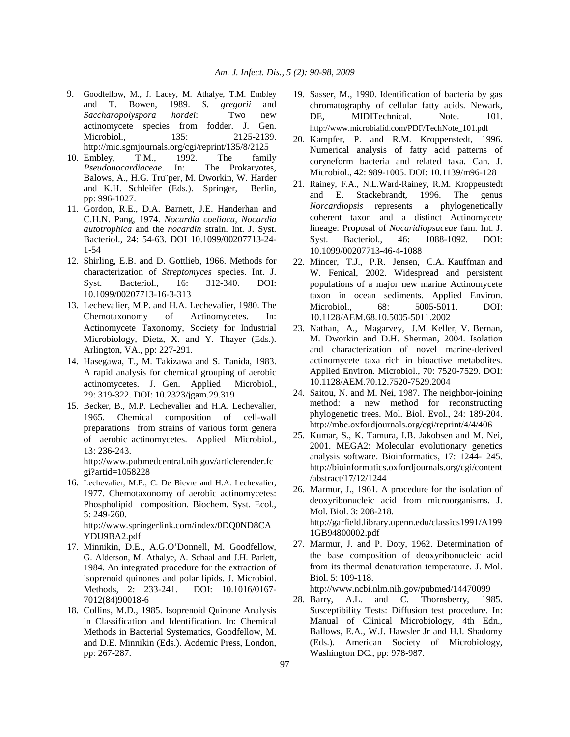9. Goodfellow, M., J. Lacey, M. Athalye, T.M. Embley and T. Bowen, 1989. *S. gregorii* and *Saccharopolyspora hordei*: Two new actinomycete species from fodder. J. Gen. Microbiol., 135: 2125-2139. http://mic.sgmjournals.org/cgi/reprint/135/8/2125
10. Embley, T.M., 1992. The family *Pseudonocardiaceae*. In: The Prokaryotes, Balows, A., H.G. Tru¨per, M. Dworkin, W. Harder and K.H. Schleifer (Eds.). Springer, Berlin, pp: 996-1027.
11. Gordon, R.E., D.A. Barnett, J.E. Handerhan and C.H.N. Pang, 1974. *Nocardia coeliaca, Nocardia autotrophica* and the *nocardin* strain. Int. J. Syst. Bacteriol., 24: 54-63. DOI 10.1099/00207713-24-1-54
12. Shirling, E.B. and D. Gottlieb, 1966. Methods for characterization of *Streptomyces* species. Int. J. Syst. Bacteriol., 16: 312-340. DOI: 10.1099/00207713-16-3-313
13. Lechevalier, M.P. and H.A. Lechevalier, 1980. The Chemotaxonomy of Actinomycetes. In: Actinomycete Taxonomy, Society for Industrial Microbiology, Dietz, X. and Y. Thayer (Eds.). Arlington, VA., pp: 227-291.
14. Hasegawa, T., M. Takizawa and S. Tanida, 1983. A rapid analysis for chemical grouping of aerobic actinomycetes. J. Gen. Applied Microbiol., 29: 319-322. DOI: 10.2323/jgam.29.319
15. Becker, B., M.P. Lechevalier and H.A. Lechevalier, 1965. Chemical composition of cell-wall preparations from strains of various form genera of aerobic actinomycetes. Applied Microbiol., 13: 236-243. http://www.pubmedcentral.nih.gov/articlerender.fcgi?artid=1058228
16. Lechevalier, M.P., C. De Bievre and H.A. Lechevalier, 1977. Chemotaxonomy of aerobic actinomycetes: Phospholipid composition. Biochem. Syst. Ecol., 5: 249-260. http://www.springerlink.com/index/0DQ0ND8CAYDU9BA2.pdf
17. Minnikin, D.E., A.G.O'Donnell, M. Goodfellow, G. Alderson, M. Athalye, A. Schaal and J.H. Parlett, 1984. An integrated procedure for the extraction of isoprenoid quinones and polar lipids. J. Microbiol. Methods, 2: 233-241. DOI: 10.1016/0167-7012(84)90018-6
18. Collins, M.D., 1985. Isoprenoid Quinone Analysis in Classification and Identification. In: Chemical Methods in Bacterial Systematics, Goodfellow, M. and D.E. Minnikin (Eds.). Acdemic Press, London, pp: 267-287.
19. Sasser, M., 1990. Identification of bacteria by gas chromatography of cellular fatty acids. Newark, DE, MIDITechnical. Note. 101. http://www.microbialid.com/PDF/TechNote_101.pdf
20. Kampfer, P. and R.M. Kroppenstedt, 1996. Numerical analysis of fatty acid patterns of coryneform bacteria and related taxa. Can. J. Microbiol., 42: 989-1005. DOI: 10.1139/m96-128
21. Rainey, F.A., N.L.Ward-Rainey, R.M. Kroppenstedt and E. Stackebrandt, 1996. The genus *Norcardiopsis* represents a phylogenetically coherent taxon and a distinct Actinomycete lineage: Proposal of *Nocaridiopsaceae* fam. Int. J. Syst. Bacteriol., 46: 1088-1092. DOI: 10.1099/00207713-46-4-1088
22. Mincer, T.J., P.R. Jensen, C.A. Kauffman and W. Fenical, 2002. Widespread and persistent populations of a major new marine Actinomycete taxon in ocean sediments. Applied Environ. Microbiol., 68: 5005-5011. DOI: 10.1128/AEM.68.10.5005-5011.2002
23. Nathan, A., Magarvey, J.M. Keller, V. Bernan, M. Dworkin and D.H. Sherman, 2004. Isolation and characterization of novel marine-derived actinomycete taxa rich in bioactive metabolites. Applied Environ. Microbiol., 70: 7520-7529. DOI: 10.1128/AEM.70.12.7520-7529.2004
24. Saitou, N. and M. Nei, 1987. The neighbor-joining method: a new method for reconstructing phylogenetic trees. Mol. Biol. Evol., 24: 189-204. http://mbe.oxfordjournals.org/cgi/reprint/4/4/406
25. Kumar, S., K. Tamura, I.B. Jakobsen and M. Nei, 2001. MEGA2: Molecular evolutionary genetics analysis software. Bioinformatics, 17: 1244-1245. http://bioinformatics.oxfordjournals.org/cgi/content/abstract/17/12/1244
26. Marmur, J., 1961. A procedure for the isolation of deoxyribonucleic acid from microorganisms. J. Mol. Biol. 3: 208-218. http://garfield.library.upenn.edu/classics1991/A1991GB94800002.pdf
27. Marmur, J. and P. Doty, 1962. Determination of the base composition of deoxyribonucleic acid from its thermal denaturation temperature. J. Mol. Biol. 5: 109-118. http://www.ncbi.nlm.nih.gov/pubmed/14470099
28. Barry, A.L. and C. Thornsberry, 1985. Susceptibility Tests: Diffusion test procedure. In: Manual of Clinical Microbiology, 4th Edn., Ballows, E.A., W.J. Hawsler Jr and H.I. Shadomy (Eds.). American Society of Microbiology, Washington DC., pp: 978-987.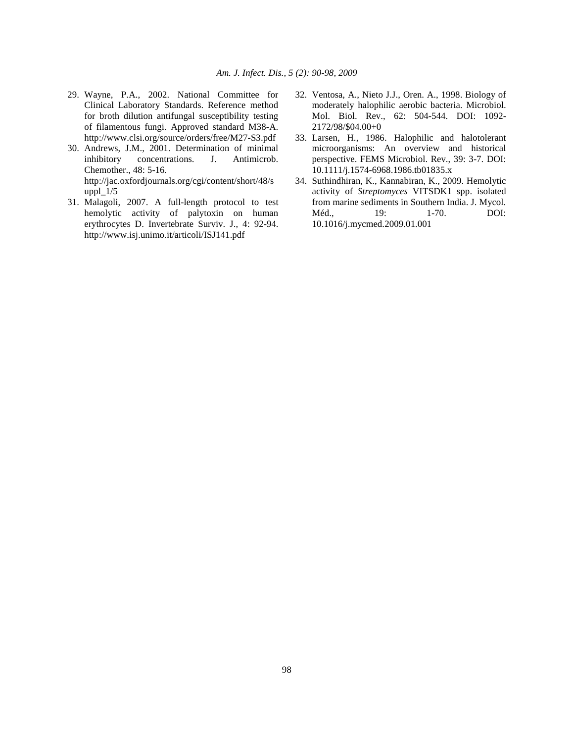29. Wayne, P.A., 2002. National Committee for Clinical Laboratory Standards. Reference method for broth dilution antifungal susceptibility testing of filamentous fungi. Approved standard M38-A. http://www.clsi.org/source/orders/free/M27-S3.pdf
30. Andrews, J.M., 2001. Determination of minimal inhibitory concentrations. J. Antimicrob. Chemother., 48: 5-16. http://jac.oxfordjournals.org/cgi/content/short/48/suppl_1/5
31. Malagoli, 2007. A full-length protocol to test hemolytic activity of palytoxin on human erythrocytes D. Invertebrate Surviv. J., 4: 92-94. http://www.isj.unimo.it/articoli/ISJ141.pdf
32. Ventosa, A., Nieto J.J., Oren. A., 1998. Biology of moderately halophilic aerobic bacteria. Microbiol. Mol. Biol. Rev., 62: 504-544. DOI: 1092-2172/98/$04.00+0
33. Larsen, H., 1986. Halophilic and halotolerant microorganisms: An overview and historical perspective. FEMS Microbiol. Rev., 39: 3-7. DOI: 10.1111/j.1574-6968.1986.tb01835.x
34. Suthindhiran, K., Kannabiran, K., 2009. Hemolytic activity of *Streptomyces* VITSDK1 spp. isolated from marine sediments in Southern India. J. Mycol. Méd., 19: 1-70. DOI: 10.1016/j.mycmed.2009.01.001